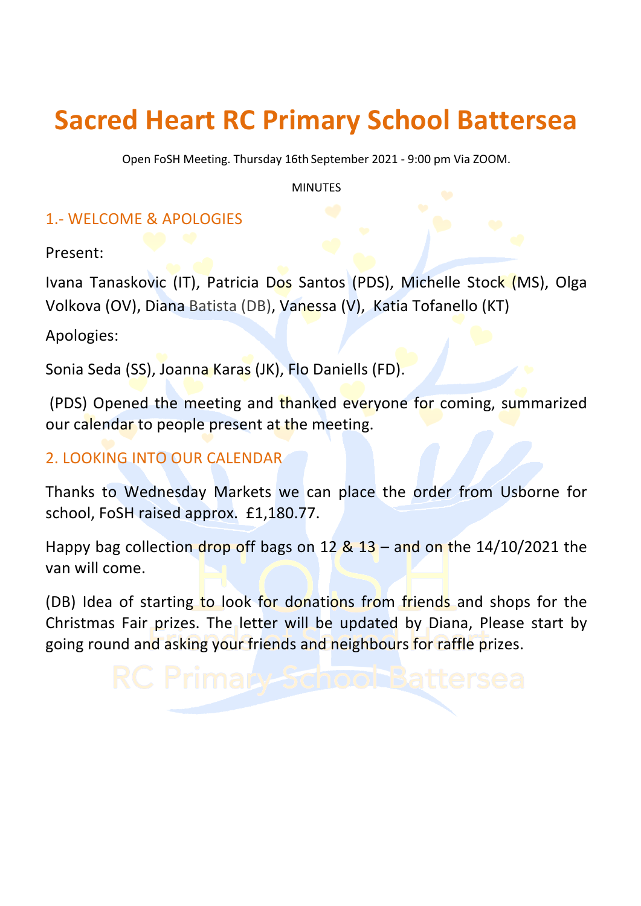# Sacred Heart RC Primary School Battersea

Open FoSH Meeting. Thursday 16th September 2021 - 9:00 pm Via ZOOM.

MINUTES

## 1.- WELCOME & APOLOGIES

Present:

Ivana Tanaskovic (IT), Patricia Dos Santos (PDS), Michelle Stock (MS), Olga Volkova (OV), Diana Batista (DB), Vanessa (V), Katia Tofanello (KT)

Apologies:

Sonia Seda (SS), Joanna Karas (JK), Flo Daniells (FD).

(PDS) Opened the meeting and thanked everyone for coming, summarized our calendar to people present at the meeting.

## 2. LOOKING INTO OUR CALENDAR

Thanks to Wednesday Markets we can place the order from Usborne for school, FoSH raised approx. £1,180.77.

Happy bag collection drop off bags on 12 & 13 – and on the 14/10/2021 the van will come.

(DB) Idea of starting to look for donations from friends and shops for the Christmas Fair prizes. The letter will be updated by Diana, Please start by going round and asking your friends and neighbours for raffle prizes.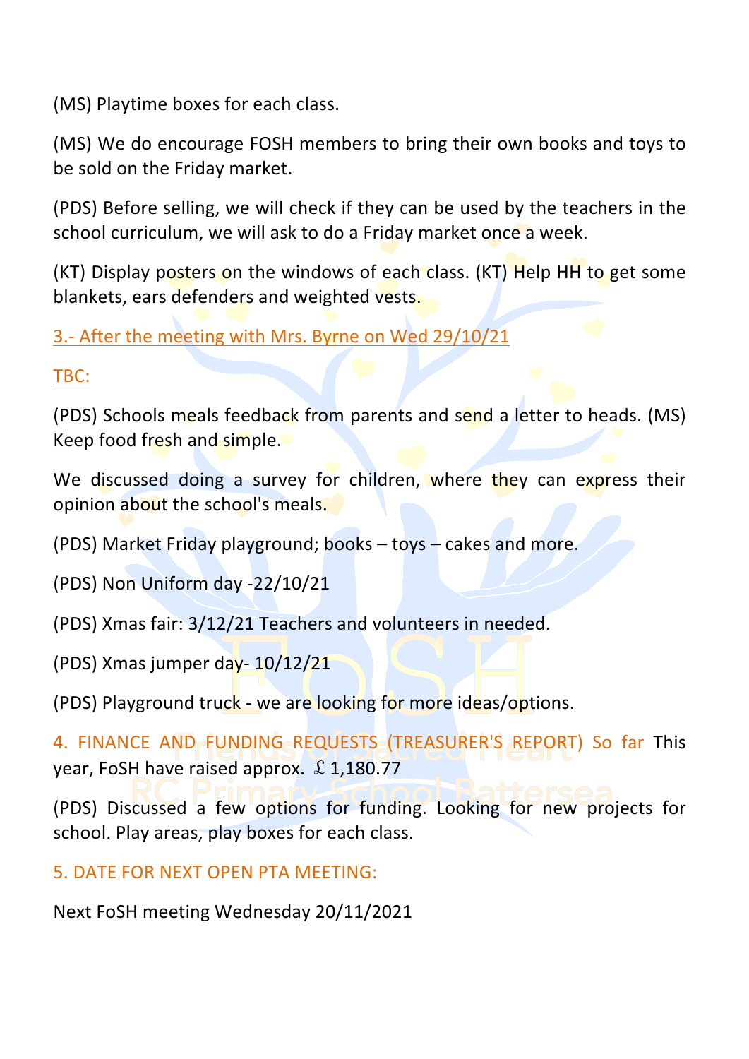(MS) Playtime boxes for each class.

(MS) We do encourage FOSH members to bring their own books and toys to be sold on the Friday market.

(PDS) Before selling, we will check if they can be used by the teachers in the school curriculum, we will ask to do a Friday market once a week.

(KT) Display posters on the windows of each class. (KT) Help HH to get some blankets, ears defenders and weighted vests.

3.- After the meeting with Mrs. Byrne on Wed 29/10/21

TBC:

(PDS) Schools meals feedback from parents and send a letter to heads. (MS) Keep food fresh and simple.

We discussed doing a survey for children, where they can express their opinion about the school's meals.

(PDS) Market Friday playground; books – toys – cakes and more.

(PDS) Non Uniform day -22/10/21

(PDS) Xmas fair: 3/12/21 Teachers and volunteers in needed.

(PDS) Xmas jumper day- 10/12/21

(PDS) Playground truck - we are looking for more ideas/options.

4. FINANCE AND FUNDING REQUESTS (TREASURER'S REPORT) So far This year, FoSH have raised approx. £1,180.77

(PDS) Discussed a few options for funding. Looking for new projects for school. Play areas, play boxes for each class.

5. DATE FOR NEXT OPEN PTA MEETING:

Next FoSH meeting Wednesday 20/11/2021